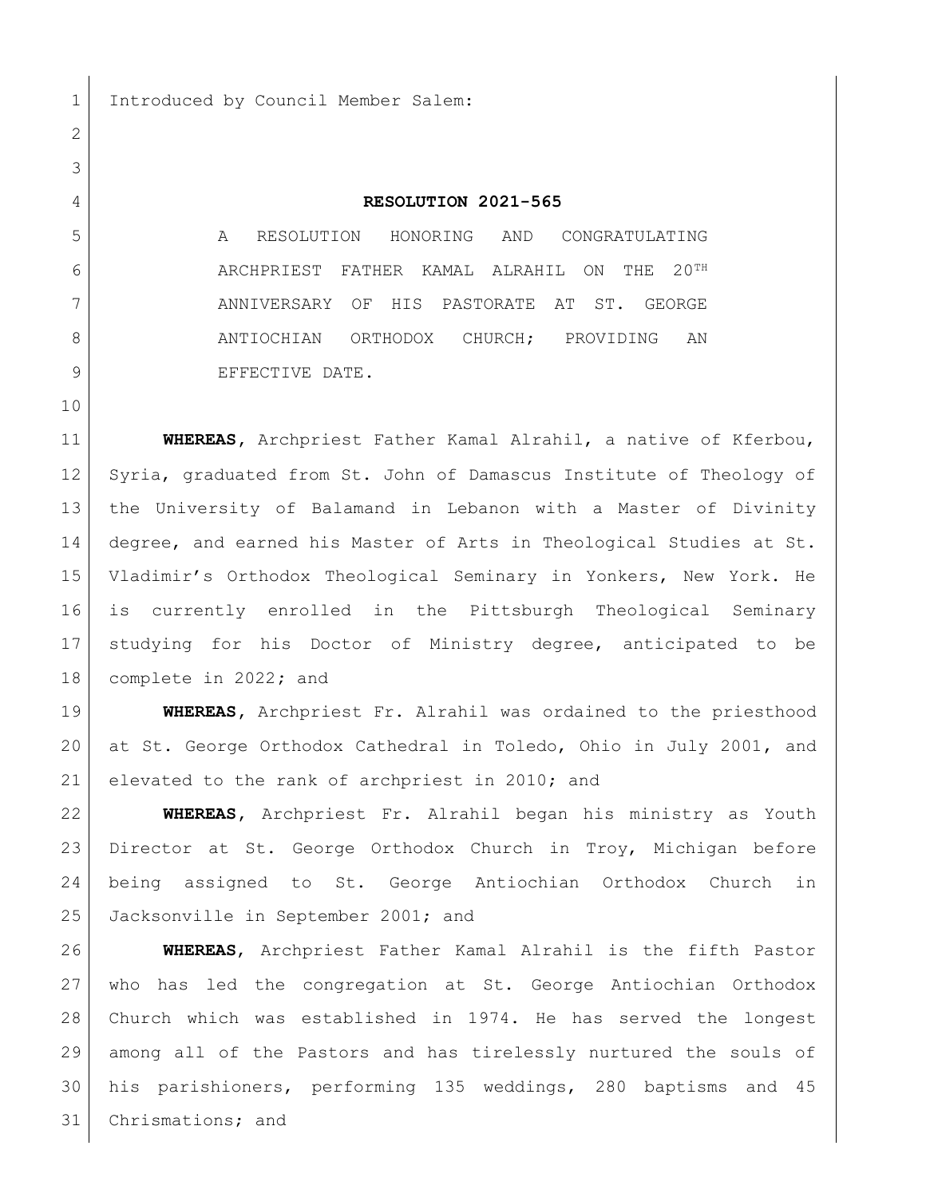Introduced by Council Member Salem:

**RESOLUTION 2021-565**

A RESOLUTION HONORING AND CONGRATULATING ARCHPRIEST FATHER KAMAL ALRAHIL ON THE 20TH ANNIVERSARY OF HIS PASTORATE AT ST. GEORGE ANTIOCHIAN ORTHODOX CHURCH; PROVIDING AN EFFECTIVE DATE.

**WHEREAS,** Archpriest Father Kamal Alrahil, a native of Kferbou, Syria, graduated from St. John of Damascus Institute of Theology of the University of Balamand in Lebanon with a Master of Divinity degree, and earned his Master of Arts in Theological Studies at St. Vladimir's Orthodox Theological Seminary in Yonkers, New York. He is currently enrolled in the Pittsburgh Theological Seminary studying for his Doctor of Ministry degree, anticipated to be complete in 2022; and

**WHEREAS,** Archpriest Fr. Alrahil was ordained to the priesthood at St. George Orthodox Cathedral in Toledo, Ohio in July 2001, and elevated to the rank of archpriest in 2010; and

**WHEREAS,** Archpriest Fr. Alrahil began his ministry as Youth Director at St. George Orthodox Church in Troy, Michigan before being assigned to St. George Antiochian Orthodox Church in Jacksonville in September 2001; and

**WHEREAS,** Archpriest Father Kamal Alrahil is the fifth Pastor who has led the congregation at St. George Antiochian Orthodox Church which was established in 1974. He has served the longest among all of the Pastors and has tirelessly nurtured the souls of his parishioners, performing 135 weddings, 280 baptisms and 45 Chrismations; and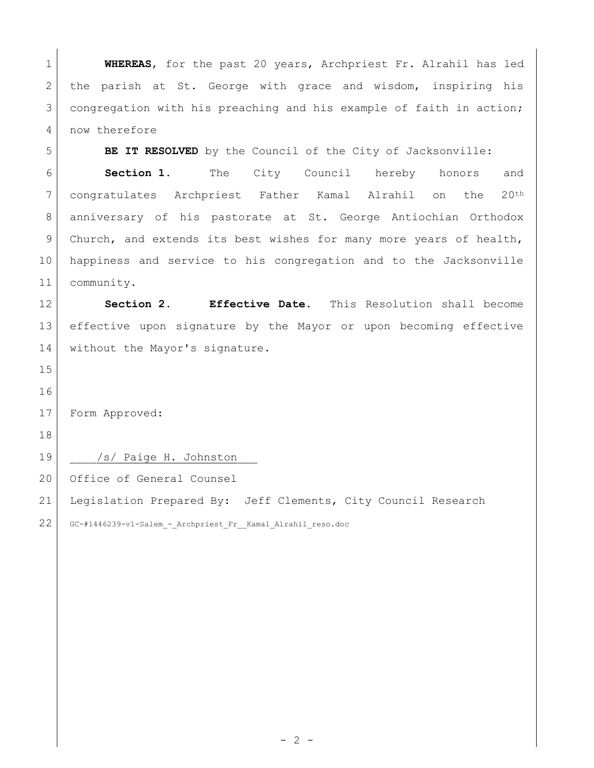**WHEREAS**, for the past 20 years, Archpriest Fr. Alrahil has led the parish at St. George with grace and wisdom, inspiring his congregation with his preaching and his example of faith in action; now therefore

**BE IT RESOLVED** by the Council of the City of Jacksonville:

**Section 1.** The City Council hereby honors and congratulates Archpriest Father Kamal Alrahil on the 20th anniversary of his pastorate at St. George Antiochian Orthodox Church, and extends its best wishes for many more years of health, happiness and service to his congregation and to the Jacksonville community.

**Section 2. Effective Date.** This Resolution shall become effective upon signature by the Mayor or upon becoming effective without the Mayor's signature.

Form Approved:

/s/ Paige H. Johnston

Office of General Counsel

Legislation Prepared By: Jeff Clements, City Council Research

GC-#1446239-v1-Salem_-_Archpriest_Fr__Kamal_Alrahil_reso.doc